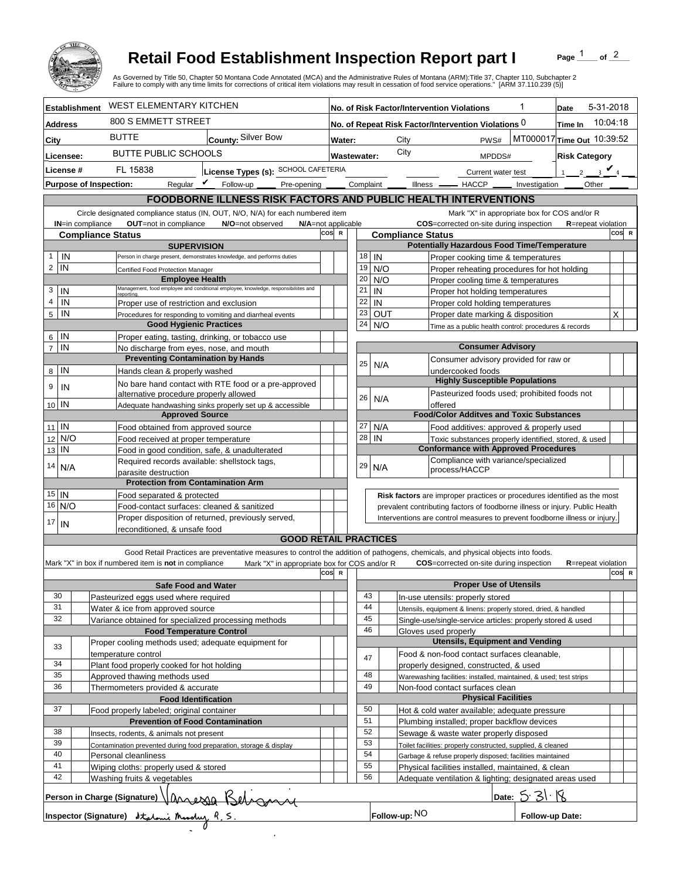# Retail Food Establishment Inspection Report part I

Page 1 of 2

As Governed by Title 50, Chapter 50 Montana Code Annotated (MCA) and the Administrative Rules of Montana (ARM):Title 37, Chapter 110, Subchapter 2
Failure to comply with any time limits for corrections of critical item violations may result in cessation of food service operations." [ARM 37.110.239 (5)]

| | | | |
|---|---|---|---|
| **Establishment** WEST ELEMENTARY KITCHEN | | **No. of Risk Factor/Intervention Violations** 1 | **Date** 5-31-2018 |
| **Address** 800 S EMMETT STREET | | **No. of Repeat Risk Factor/Intervention Violations** 0 | **Time In** 10:04:18 |
| **City** BUTTE | **County:** Silver Bow | **Water:** City PWS# MT000017 | **Time Out** 10:39:52 |
| **Licensee:** BUTTE PUBLIC SCHOOLS | | **Wastewater:** City MPDDS# | **Risk Category** |
| **License #** FL 15838 | **License Types (s):** SCHOOL CAFETERIA | Current water test | 1 __ 2 __ 3 ✔ 4 __ |
| **Purpose of Inspection:** Regular ✔ Follow-up ___ Pre-opening ___ Complaint ___ Illness ___ HACCP ___ Investigation ___ Other ___ | | | |

## FOODBORNE ILLNESS RISK FACTORS AND PUBLIC HEALTH INTERVENTIONS

Circle designated compliance status (IN, OUT, N/O, N/A) for each numbered item — **IN**=in compliance **OUT**=not in compliance **N/O**=not observed **N/A**=not applicable

Mark "X" in appropriate box for COS and/or R — **COS**=corrected on-site during inspection **R**=repeat violation

| # | Compliance Status | Item | COS | R |
|---|---|---|---|---|
| | | **SUPERVISION** | | |
| 1 | IN | Person in charge present, demonstrates knowledge, and performs duties | | |
| 2 | IN | Certified Food Protection Manager | | |
| | | **Employee Health** | | |
| 3 | IN | Management, food employee and conditional employee, knowledge, responsibilities and reporting. | | |
| 4 | IN | Proper use of restriction and exclusion | | |
| 5 | IN | Procedures for responding to vomiting and diarrheal events | | |
| | | **Good Hygienic Practices** | | |
| 6 | IN | Proper eating, tasting, drinking, or tobacco use | | |
| 7 | IN | No discharge from eyes, nose, and mouth | | |
| | | **Preventing Contamination by Hands** | | |
| 8 | IN | Hands clean & properly washed | | |
| 9 | IN | No bare hand contact with RTE food or a pre-approved alternative procedure properly allowed | | |
| 10 | IN | Adequate handwashing sinks properly set up & accessible | | |
| | | **Approved Source** | | |
| 11 | IN | Food obtained from approved source | | |
| 12 | N/O | Food received at proper temperature | | |
| 13 | IN | Food in good condition, safe, & unadulterated | | |
| 14 | N/A | Required records available: shellstock tags, parasite destruction | | |
| | | **Protection from Contamination Arm** | | |
| 15 | IN | Food separated & protected | | |
| 16 | N/O | Food-contact surfaces: cleaned & sanitized | | |
| 17 | IN | Proper disposition of returned, previously served, reconditioned, & unsafe food | | |
| | | **Potentially Hazardous Food Time/Temperature** | | |
| 18 | IN | Proper cooking time & temperatures | | |
| 19 | N/O | Proper reheating procedures for hot holding | | |
| 20 | N/O | Proper cooling time & temperatures | | |
| 21 | IN | Proper hot holding temperatures | | |
| 22 | IN | Proper cold holding temperatures | | |
| 23 | OUT | Proper date marking & disposition | X | |
| 24 | N/O | Time as a public health control: procedures & records | | |
| | | **Consumer Advisory** | | |
| 25 | N/A | Consumer advisory provided for raw or undercooked foods | | |
| | | **Highly Susceptible Populations** | | |
| 26 | N/A | Pasteurized foods used; prohibited foods not offered | | |
| | | **Food/Color Additves and Toxic Substances** | | |
| 27 | N/A | Food additives: approved & properly used | | |
| 28 | IN | Toxic substances properly identified, stored, & used | | |
| | | **Conformance with Approved Procedures** | | |
| 29 | N/A | Compliance with variance/specialized process/HACCP | | |

**Risk factors** are improper practices or procedures identified as the most prevalent contributing factors of foodborne illness or injury. Public Health Interventions are control measures to prevent foodborne illness or injury.

## GOOD RETAIL PRACTICES

Good Retail Practices are preventative measures to control the addition of pathogens, chemicals, and physical objects into foods.

Mark "X" in box if numbered item is **not** in compliance — Mark "X" in appropriate box for COS and/or R — **COS**=corrected on-site during inspection **R**=repeat violation

| # | X | Item | COS | R |
|---|---|---|---|---|
| | | **Safe Food and Water** | | |
| 30 | | Pasteurized eggs used where required | | |
| 31 | | Water & ice from approved source | | |
| 32 | | Variance obtained for specialized processing methods | | |
| | | **Food Temperature Control** | | |
| 33 | | Proper cooling methods used; adequate equipment for temperature control | | |
| 34 | | Plant food properly cooked for hot holding | | |
| 35 | | Approved thawing methods used | | |
| 36 | | Thermometers provided & accurate | | |
| | | **Food Identification** | | |
| 37 | | Food properly labeled; original container | | |
| | | **Prevention of Food Contamination** | | |
| 38 | | Insects, rodents, & animals not present | | |
| 39 | | Contamination prevented during food preparation, storage & display | | |
| 40 | | Personal cleanliness | | |
| 41 | | Wiping cloths: properly used & stored | | |
| 42 | | Washing fruits & vegetables | | |
| | | **Proper Use of Utensils** | | |
| 43 | | In-use utensils: properly stored | | |
| 44 | | Utensils, equipment & linens: properly stored, dried, & handled | | |
| 45 | | Single-use/single-service articles: properly stored & used | | |
| 46 | | Gloves used properly | | |
| | | **Utensils, Equipment and Vending** | | |
| 47 | | Food & non-food contact surfaces cleanable, properly designed, constructed, & used | | |
| 48 | | Warewashing facilities: installed, maintained, & used; test strips | | |
| 49 | | Non-food contact surfaces clean | | |
| | | **Physical Facilities** | | |
| 50 | | Hot & cold water available; adequate pressure | | |
| 51 | | Plumbing installed; proper backflow devices | | |
| 52 | | Sewage & waste water properly disposed | | |
| 53 | | Toilet facilities: properly constructed, supplied, & cleaned | | |
| 54 | | Garbage & refuse properly disposed; facilities maintained | | |
| 55 | | Physical facilities installed, maintained, & clean | | |
| 56 | | Adequate ventilation & lighting; designated areas used | | |

**Person in Charge (Signature)** Vanessa Belisario **Date:** 5.31.18

**Inspector (Signature)** Stephanie Moodry, R.S. **Follow-up:** NO **Follow-up Date:**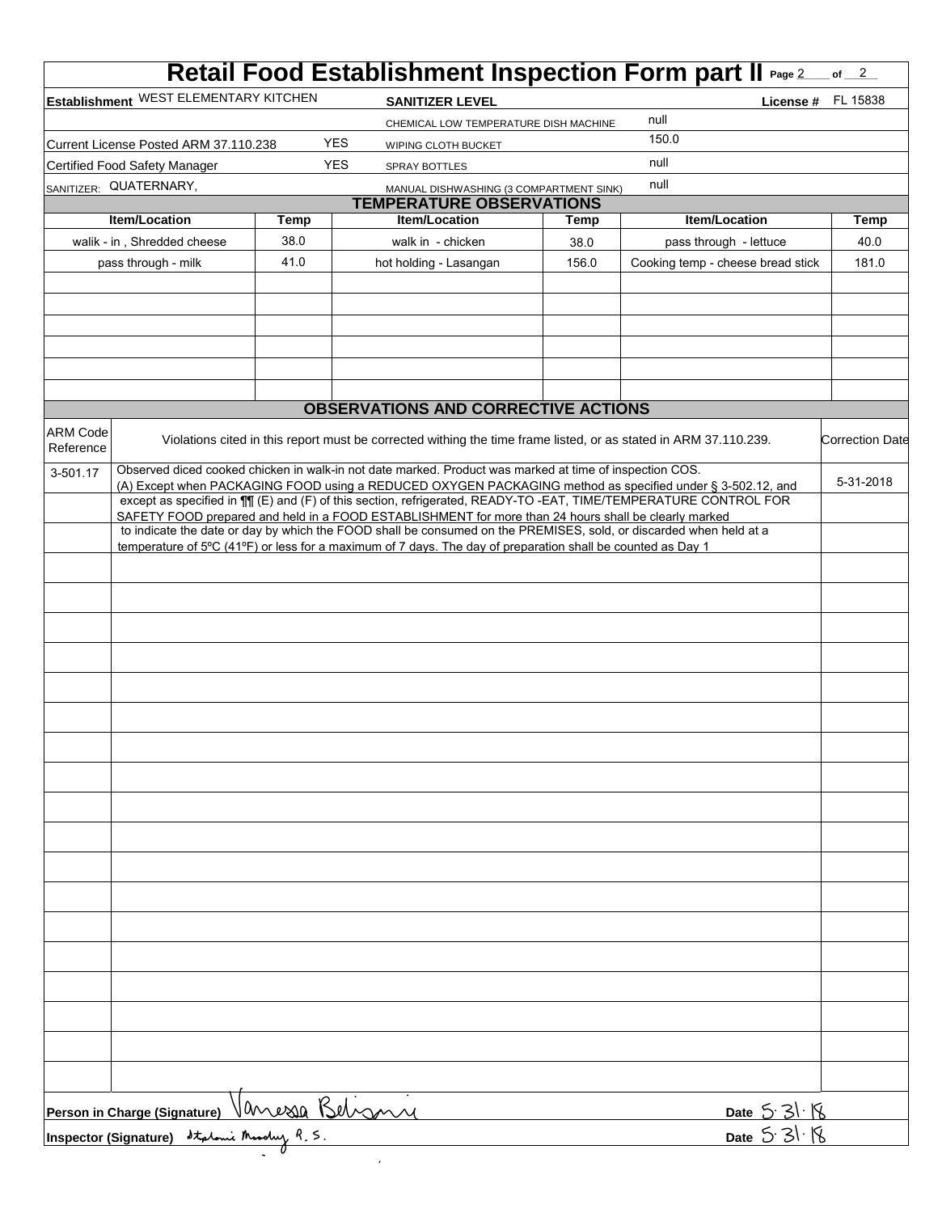# Retail Food Establishment Inspection Form part II

| | | | |
|---|---|---|---|
| Establishment WEST ELEMENTARY KITCHEN | | **SANITIZER LEVEL** | License # FL 15838 |
| | | CHEMICAL LOW TEMPERATURE DISH MACHINE | null |
| Current License Posted ARM 37.110.238 | YES | WIPING CLOTH BUCKET | 150.0 |
| Certified Food Safety Manager | YES | SPRAY BOTTLES | null |
| SANITIZER: QUATERNARY, | | MANUAL DISHWASHING (3 COMPARTMENT SINK) | null |

## TEMPERATURE OBSERVATIONS

| Item/Location | Temp | Item/Location | Temp | Item/Location | Temp |
|---|---|---|---|---|---|
| walik - in , Shredded cheese | 38.0 | walk in - chicken | 38.0 | pass through - lettuce | 40.0 |
| pass through - milk | 41.0 | hot holding - Lasangan | 156.0 | Cooking temp - cheese bread stick | 181.0 |

## OBSERVATIONS AND CORRECTIVE ACTIONS

| ARM Code Reference | Violations cited in this report must be corrected withing the time frame listed, or as stated in ARM 37.110.239. | Correction Date |
|---|---|---|
| 3-501.17 | Observed diced cooked chicken in walk-in not date marked. Product was marked at time of inspection COS. (A) Except when PACKAGING FOOD using a REDUCED OXYGEN PACKAGING method as specified under § 3-502.12, and | 5-31-2018 |
| | except as specified in ¶¶ (E) and (F) of this section, refrigerated, READY-TO -EAT, TIME/TEMPERATURE CONTROL FOR SAFETY FOOD prepared and held in a FOOD ESTABLISHMENT for more than 24 hours shall be clearly marked | |
| | to indicate the date or day by which the FOOD shall be consumed on the PREMISES, sold, or discarded when held at a temperature of 5ºC (41ºF) or less for a maximum of 7 days. The day of preparation shall be counted as Day 1 | |

Person in Charge (Signature) Vanessa Belisario    Date 5.31.18

Inspector (Signature) Stephanie Moody R.S.    Date 5.31.18